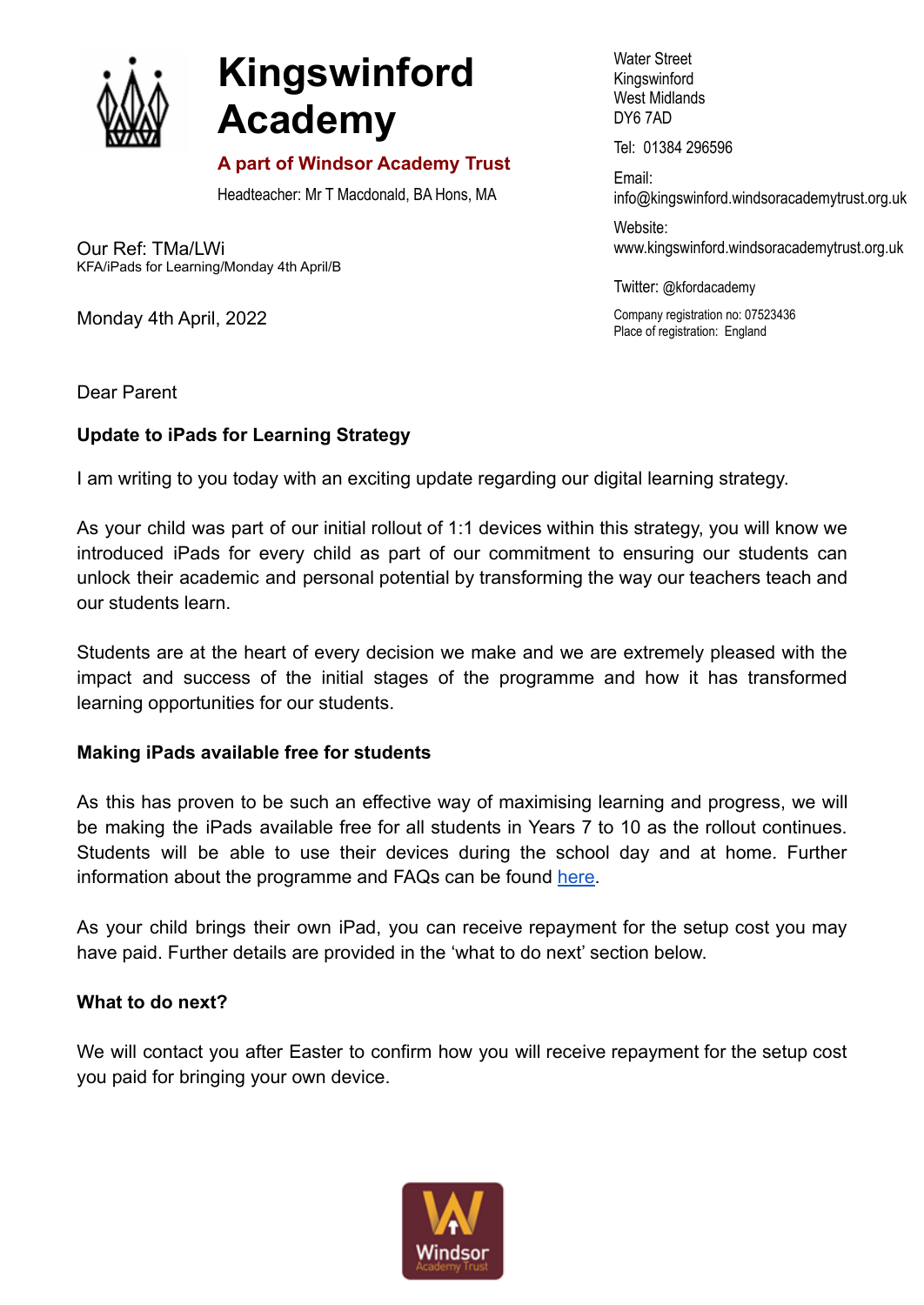# Kingswinford Academy

**A part of Windsor Academy Trust**

Headteacher: Mr T Macdonald, BA Hons, MA

Water Street
Kingswinford
West Midlands
DY6 7AD

Tel: 01384 296596

Email:
info@kingswinford.windsoracademytrust.org.uk

Website:
www.kingswinford.windsoracademytrust.org.uk

Twitter: @kfordacademy

Company registration no: 07523436
Place of registration: England

Our Ref: TMa/LWi
KFA/iPads for Learning/Monday 4th April/B

Monday 4th April, 2022

Dear Parent

**Update to iPads for Learning Strategy**

I am writing to you today with an exciting update regarding our digital learning strategy.

As your child was part of our initial rollout of 1:1 devices within this strategy, you will know we introduced iPads for every child as part of our commitment to ensuring our students can unlock their academic and personal potential by transforming the way our teachers teach and our students learn.

Students are at the heart of every decision we make and we are extremely pleased with the impact and success of the initial stages of the programme and how it has transformed learning opportunities for our students.

**Making iPads available free for students**

As this has proven to be such an effective way of maximising learning and progress, we will be making the iPads available free for all students in Years 7 to 10 as the rollout continues. Students will be able to use their devices during the school day and at home. Further information about the programme and FAQs can be found here.

As your child brings their own iPad, you can receive repayment for the setup cost you may have paid. Further details are provided in the 'what to do next' section below.

**What to do next?**

We will contact you after Easter to confirm how you will receive repayment for the setup cost you paid for bringing your own device.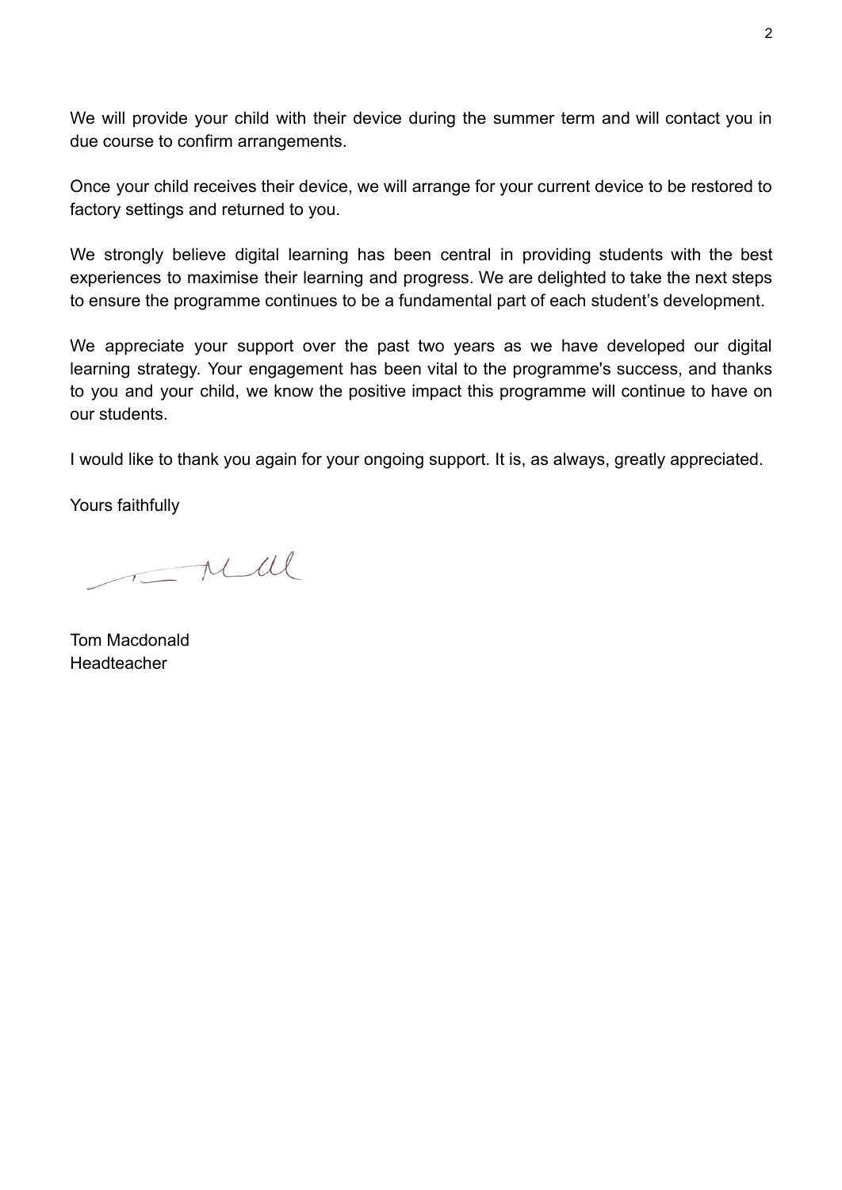We will provide your child with their device during the summer term and will contact you in due course to confirm arrangements.

Once your child receives their device, we will arrange for your current device to be restored to factory settings and returned to you.

We strongly believe digital learning has been central in providing students with the best experiences to maximise their learning and progress. We are delighted to take the next steps to ensure the programme continues to be a fundamental part of each student's development.

We appreciate your support over the past two years as we have developed our digital learning strategy. Your engagement has been vital to the programme's success, and thanks to you and your child, we know the positive impact this programme will continue to have on our students.

I would like to thank you again for your ongoing support. It is, as always, greatly appreciated.

Yours faithfully

Tom Macdonald
Headteacher